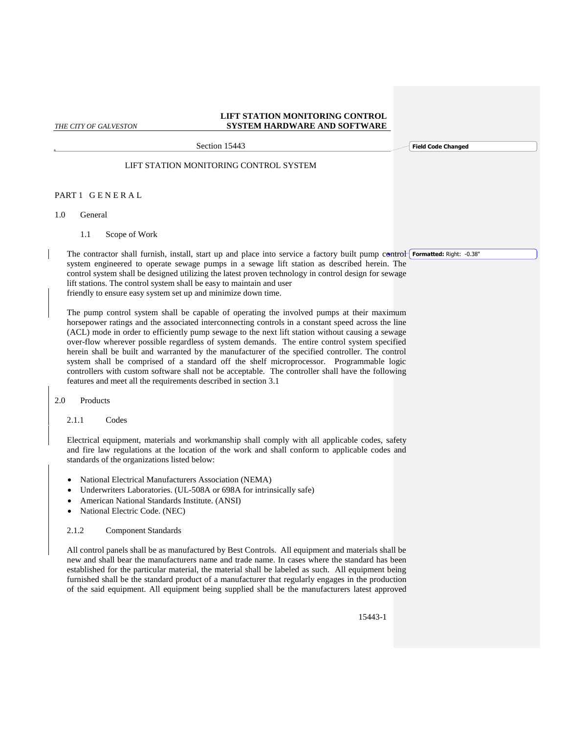# Section 15443

## LIFT STATION MONITORING CONTROL SYSTEM

## PART 1 G E N E R A L

### 1.0 General

#### 1.1 Scope of Work

The contractor shall furnish, install, start up and place into service a factory built pump control system engineered to operate sewage pumps in a sewage lift station as described herein. The control system shall be designed utilizing the latest proven technology in control design for sewage lift stations. The control system shall be easy to maintain and user friendly to ensure easy system set up and minimize down time.

The pump control system shall be capable of operating the involved pumps at their maximum horsepower ratings and the associated interconnecting controls in a constant speed across the line (ACL) mode in order to efficiently pump sewage to the next lift station without causing a sewage over-flow wherever possible regardless of system demands. The entire control system specified herein shall be built and warranted by the manufacturer of the specified controller. The control system shall be comprised of a standard off the shelf microprocessor. Programmable logic controllers with custom software shall not be acceptable. The controller shall have the following features and meet all the requirements described in section 3.1

### 2.0 Products

#### 2.1.1 Codes

Electrical equipment, materials and workmanship shall comply with all applicable codes, safety and fire law regulations at the location of the work and shall conform to applicable codes and standards of the organizations listed below:

- National Electrical Manufacturers Association (NEMA)
- Underwriters Laboratories. (UL-508A or 698A for intrinsically safe)
- American National Standards Institute. (ANSI)
- National Electric Code. (NEC)

#### 2.1.2 Component Standards

All control panels shall be as manufactured by Best Controls. All equipment and materials shall be new and shall bear the manufacturers name and trade name. In cases where the standard has been established for the particular material, the material shall be labeled as such. All equipment being furnished shall be the standard product of a manufacturer that regularly engages in the production of the said equipment. All equipment being supplied shall be the manufacturers latest approved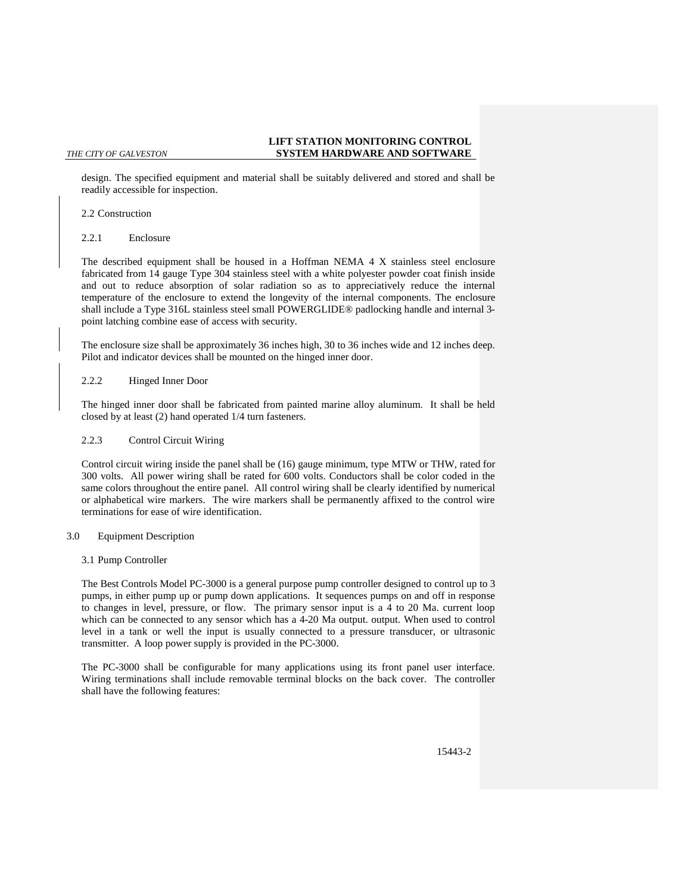design. The specified equipment and material shall be suitably delivered and stored and shall be readily accessible for inspection.

### 2.2 Construction

#### 2.2.1 Enclosure

The described equipment shall be housed in a Hoffman NEMA 4 X stainless steel enclosure fabricated from 14 gauge Type 304 stainless steel with a white polyester powder coat finish inside and out to reduce absorption of solar radiation so as to appreciatively reduce the internal temperature of the enclosure to extend the longevity of the internal components. The enclosure shall include a Type 316L stainless steel small POWERGLIDE® padlocking handle and internal 3-point latching combine ease of access with security.

The enclosure size shall be approximately 36 inches high, 30 to 36 inches wide and 12 inches deep. Pilot and indicator devices shall be mounted on the hinged inner door.

#### 2.2.2 Hinged Inner Door

The hinged inner door shall be fabricated from painted marine alloy aluminum. It shall be held closed by at least (2) hand operated 1/4 turn fasteners.

#### 2.2.3 Control Circuit Wiring

Control circuit wiring inside the panel shall be (16) gauge minimum, type MTW or THW, rated for 300 volts. All power wiring shall be rated for 600 volts. Conductors shall be color coded in the same colors throughout the entire panel. All control wiring shall be clearly identified by numerical or alphabetical wire markers. The wire markers shall be permanently affixed to the control wire terminations for ease of wire identification.

## 3.0 Equipment Description

### 3.1 Pump Controller

The Best Controls Model PC-3000 is a general purpose pump controller designed to control up to 3 pumps, in either pump up or pump down applications. It sequences pumps on and off in response to changes in level, pressure, or flow. The primary sensor input is a 4 to 20 Ma. current loop which can be connected to any sensor which has a 4-20 Ma output. output. When used to control level in a tank or well the input is usually connected to a pressure transducer, or ultrasonic transmitter. A loop power supply is provided in the PC-3000.

The PC-3000 shall be configurable for many applications using its front panel user interface. Wiring terminations shall include removable terminal blocks on the back cover. The controller shall have the following features: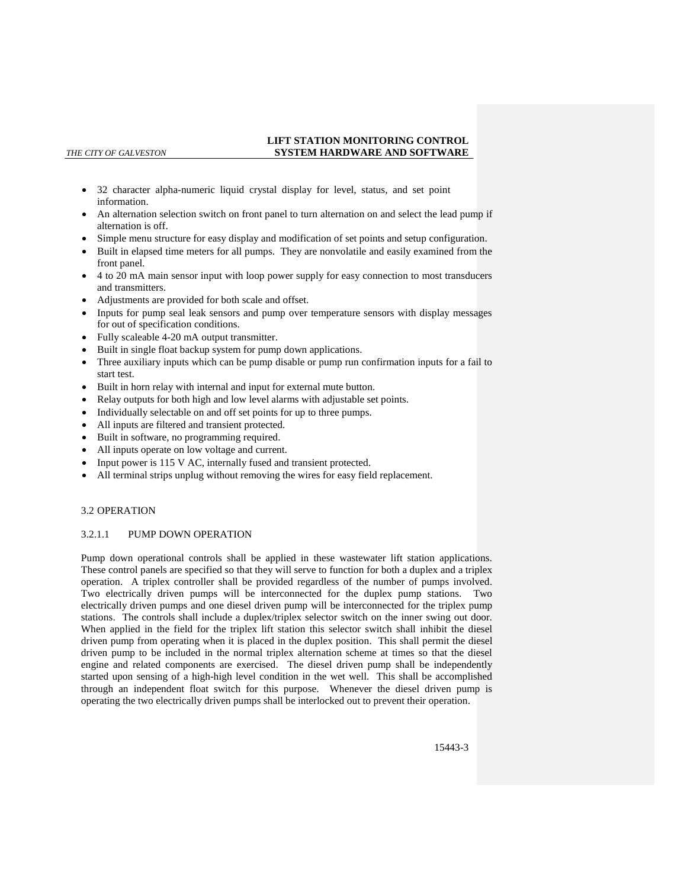- 32 character alpha-numeric liquid crystal display for level, status, and set point information.
- An alternation selection switch on front panel to turn alternation on and select the lead pump if alternation is off.
- Simple menu structure for easy display and modification of set points and setup configuration.
- Built in elapsed time meters for all pumps. They are nonvolatile and easily examined from the front panel.
- 4 to 20 mA main sensor input with loop power supply for easy connection to most transducers and transmitters.
- Adjustments are provided for both scale and offset.
- Inputs for pump seal leak sensors and pump over temperature sensors with display messages for out of specification conditions.
- Fully scaleable 4-20 mA output transmitter.
- Built in single float backup system for pump down applications.
- Three auxiliary inputs which can be pump disable or pump run confirmation inputs for a fail to start test.
- Built in horn relay with internal and input for external mute button.
- Relay outputs for both high and low level alarms with adjustable set points.
- Individually selectable on and off set points for up to three pumps.
- All inputs are filtered and transient protected.
- Built in software, no programming required.
- All inputs operate on low voltage and current.
- Input power is 115 V AC, internally fused and transient protected.
- All terminal strips unplug without removing the wires for easy field replacement.

## 3.2 OPERATION

### 3.2.1.1 PUMP DOWN OPERATION

Pump down operational controls shall be applied in these wastewater lift station applications. These control panels are specified so that they will serve to function for both a duplex and a triplex operation. A triplex controller shall be provided regardless of the number of pumps involved. Two electrically driven pumps will be interconnected for the duplex pump stations. Two electrically driven pumps and one diesel driven pump will be interconnected for the triplex pump stations. The controls shall include a duplex/triplex selector switch on the inner swing out door. When applied in the field for the triplex lift station this selector switch shall inhibit the diesel driven pump from operating when it is placed in the duplex position. This shall permit the diesel driven pump to be included in the normal triplex alternation scheme at times so that the diesel engine and related components are exercised. The diesel driven pump shall be independently started upon sensing of a high-high level condition in the wet well. This shall be accomplished through an independent float switch for this purpose. Whenever the diesel driven pump is operating the two electrically driven pumps shall be interlocked out to prevent their operation.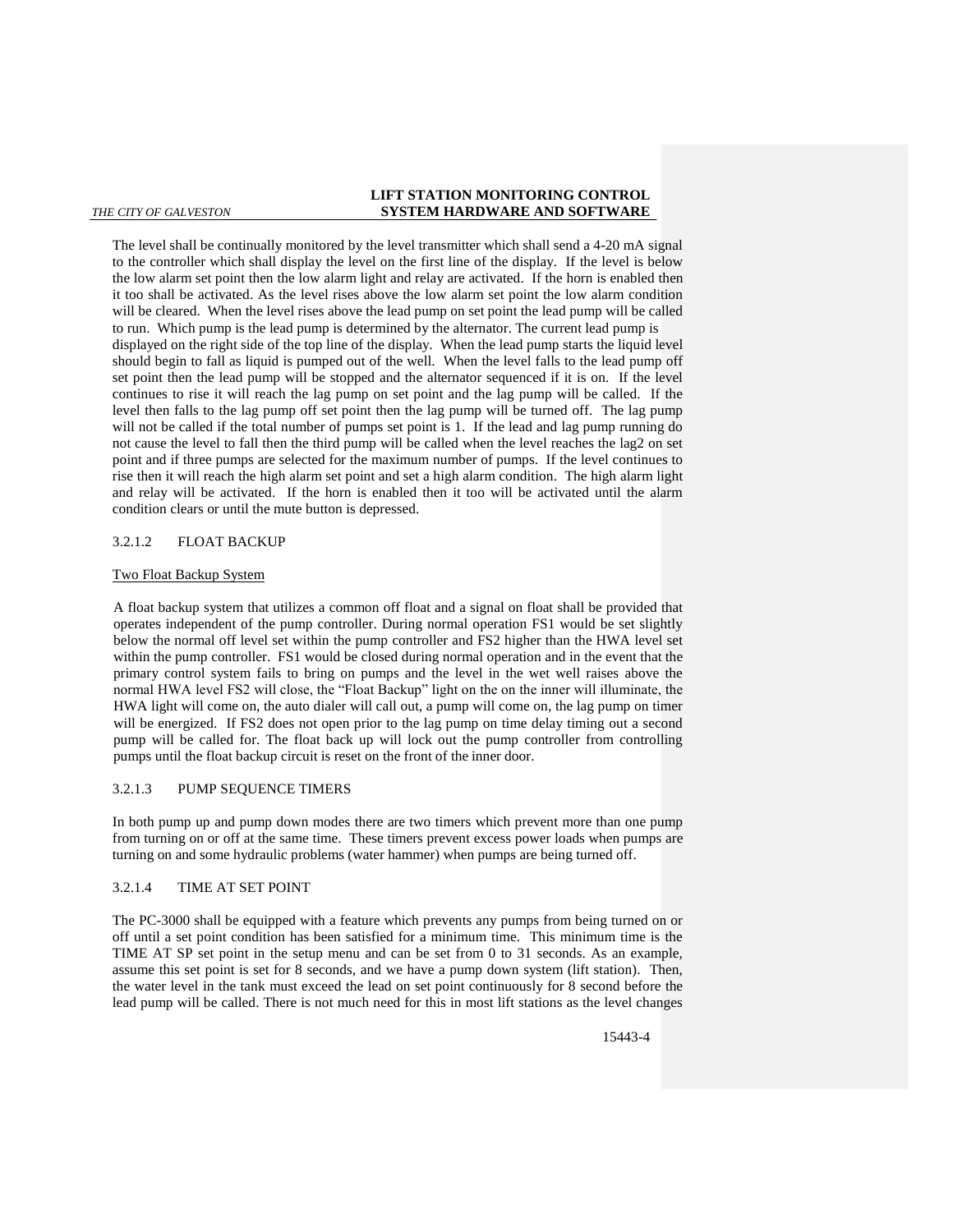The level shall be continually monitored by the level transmitter which shall send a 4-20 mA signal to the controller which shall display the level on the first line of the display. If the level is below the low alarm set point then the low alarm light and relay are activated. If the horn is enabled then it too shall be activated. As the level rises above the low alarm set point the low alarm condition will be cleared. When the level rises above the lead pump on set point the lead pump will be called to run. Which pump is the lead pump is determined by the alternator. The current lead pump is displayed on the right side of the top line of the display. When the lead pump starts the liquid level should begin to fall as liquid is pumped out of the well. When the level falls to the lead pump off set point then the lead pump will be stopped and the alternator sequenced if it is on. If the level continues to rise it will reach the lag pump on set point and the lag pump will be called. If the level then falls to the lag pump off set point then the lag pump will be turned off. The lag pump will not be called if the total number of pumps set point is 1. If the lead and lag pump running do not cause the level to fall then the third pump will be called when the level reaches the lag2 on set point and if three pumps are selected for the maximum number of pumps. If the level continues to rise then it will reach the high alarm set point and set a high alarm condition. The high alarm light and relay will be activated. If the horn is enabled then it too will be activated until the alarm condition clears or until the mute button is depressed.

#### 3.2.1.2 FLOAT BACKUP

Two Float Backup System

A float backup system that utilizes a common off float and a signal on float shall be provided that operates independent of the pump controller. During normal operation FS1 would be set slightly below the normal off level set within the pump controller and FS2 higher than the HWA level set within the pump controller. FS1 would be closed during normal operation and in the event that the primary control system fails to bring on pumps and the level in the wet well raises above the normal HWA level FS2 will close, the "Float Backup" light on the on the inner will illuminate, the HWA light will come on, the auto dialer will call out, a pump will come on, the lag pump on timer will be energized. If FS2 does not open prior to the lag pump on time delay timing out a second pump will be called for. The float back up will lock out the pump controller from controlling pumps until the float backup circuit is reset on the front of the inner door.

#### 3.2.1.3 PUMP SEQUENCE TIMERS

In both pump up and pump down modes there are two timers which prevent more than one pump from turning on or off at the same time. These timers prevent excess power loads when pumps are turning on and some hydraulic problems (water hammer) when pumps are being turned off.

#### 3.2.1.4 TIME AT SET POINT

The PC-3000 shall be equipped with a feature which prevents any pumps from being turned on or off until a set point condition has been satisfied for a minimum time. This minimum time is the TIME AT SP set point in the setup menu and can be set from 0 to 31 seconds. As an example, assume this set point is set for 8 seconds, and we have a pump down system (lift station). Then, the water level in the tank must exceed the lead on set point continuously for 8 second before the lead pump will be called. There is not much need for this in most lift stations as the level changes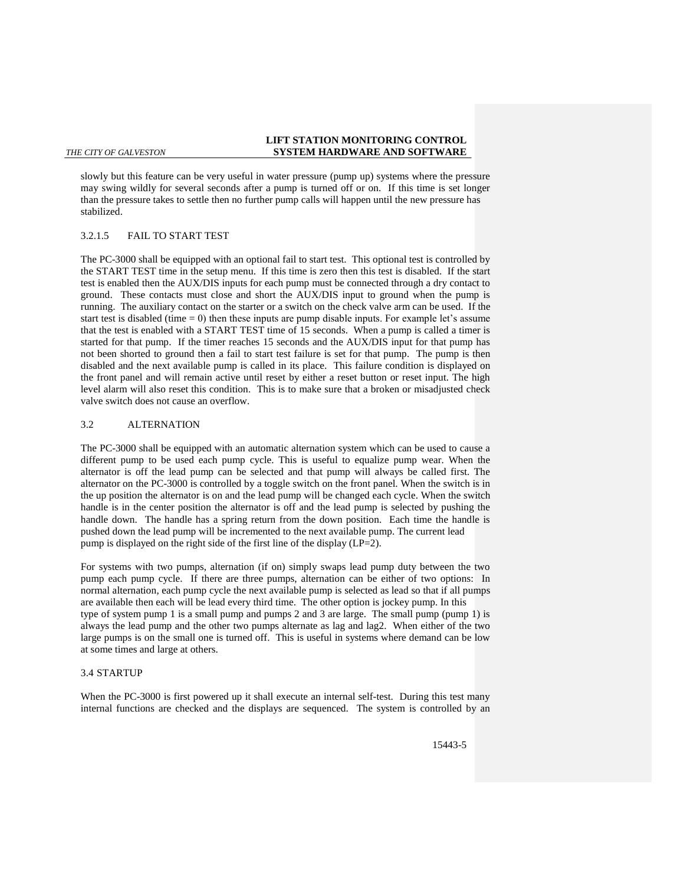slowly but this feature can be very useful in water pressure (pump up) systems where the pressure may swing wildly for several seconds after a pump is turned off or on. If this time is set longer than the pressure takes to settle then no further pump calls will happen until the new pressure has stabilized.

#### 3.2.1.5 FAIL TO START TEST

The PC-3000 shall be equipped with an optional fail to start test. This optional test is controlled by the START TEST time in the setup menu. If this time is zero then this test is disabled. If the start test is enabled then the AUX/DIS inputs for each pump must be connected through a dry contact to ground. These contacts must close and short the AUX/DIS input to ground when the pump is running. The auxiliary contact on the starter or a switch on the check valve arm can be used. If the start test is disabled (time = 0) then these inputs are pump disable inputs. For example let's assume that the test is enabled with a START TEST time of 15 seconds. When a pump is called a timer is started for that pump. If the timer reaches 15 seconds and the AUX/DIS input for that pump has not been shorted to ground then a fail to start test failure is set for that pump. The pump is then disabled and the next available pump is called in its place. This failure condition is displayed on the front panel and will remain active until reset by either a reset button or reset input. The high level alarm will also reset this condition. This is to make sure that a broken or misadjusted check valve switch does not cause an overflow.

### 3.2 ALTERNATION

The PC-3000 shall be equipped with an automatic alternation system which can be used to cause a different pump to be used each pump cycle. This is useful to equalize pump wear. When the alternator is off the lead pump can be selected and that pump will always be called first. The alternator on the PC-3000 is controlled by a toggle switch on the front panel. When the switch is in the up position the alternator is on and the lead pump will be changed each cycle. When the switch handle is in the center position the alternator is off and the lead pump is selected by pushing the handle down. The handle has a spring return from the down position. Each time the handle is pushed down the lead pump will be incremented to the next available pump. The current lead pump is displayed on the right side of the first line of the display (LP=2).

For systems with two pumps, alternation (if on) simply swaps lead pump duty between the two pump each pump cycle. If there are three pumps, alternation can be either of two options: In normal alternation, each pump cycle the next available pump is selected as lead so that if all pumps are available then each will be lead every third time. The other option is jockey pump. In this type of system pump 1 is a small pump and pumps 2 and 3 are large. The small pump (pump 1) is always the lead pump and the other two pumps alternate as lag and lag2. When either of the two large pumps is on the small one is turned off. This is useful in systems where demand can be low at some times and large at others.

### 3.4 STARTUP

When the PC-3000 is first powered up it shall execute an internal self-test. During this test many internal functions are checked and the displays are sequenced. The system is controlled by an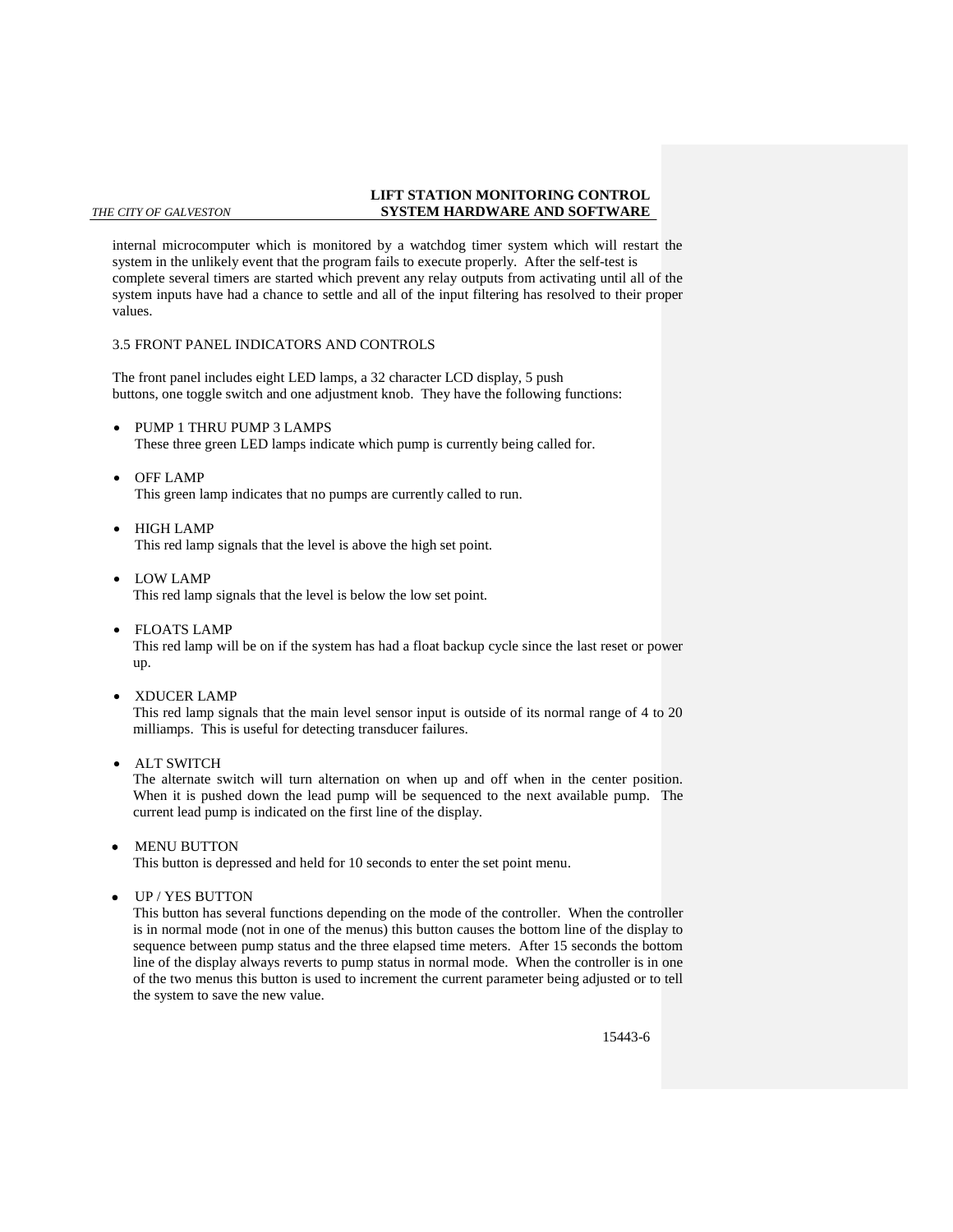internal microcomputer which is monitored by a watchdog timer system which will restart the system in the unlikely event that the program fails to execute properly. After the self-test is complete several timers are started which prevent any relay outputs from activating until all of the system inputs have had a chance to settle and all of the input filtering has resolved to their proper values.

## 3.5 FRONT PANEL INDICATORS AND CONTROLS

The front panel includes eight LED lamps, a 32 character LCD display, 5 push buttons, one toggle switch and one adjustment knob. They have the following functions:

- PUMP 1 THRU PUMP 3 LAMPS
  These three green LED lamps indicate which pump is currently being called for.

- OFF LAMP
  This green lamp indicates that no pumps are currently called to run.

- HIGH LAMP
  This red lamp signals that the level is above the high set point.

- LOW LAMP
  This red lamp signals that the level is below the low set point.

- FLOATS LAMP
  This red lamp will be on if the system has had a float backup cycle since the last reset or power up.

- XDUCER LAMP
  This red lamp signals that the main level sensor input is outside of its normal range of 4 to 20 milliamps. This is useful for detecting transducer failures.

- ALT SWITCH
  The alternate switch will turn alternation on when up and off when in the center position. When it is pushed down the lead pump will be sequenced to the next available pump. The current lead pump is indicated on the first line of the display.

- MENU BUTTON
  This button is depressed and held for 10 seconds to enter the set point menu.

- UP / YES BUTTON
  This button has several functions depending on the mode of the controller. When the controller is in normal mode (not in one of the menus) this button causes the bottom line of the display to sequence between pump status and the three elapsed time meters. After 15 seconds the bottom line of the display always reverts to pump status in normal mode. When the controller is in one of the two menus this button is used to increment the current parameter being adjusted or to tell the system to save the new value.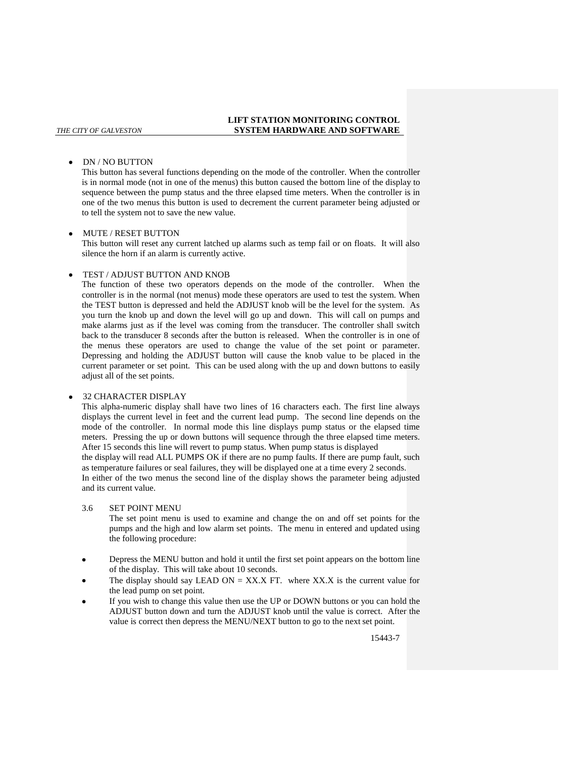- DN / NO BUTTON
  This button has several functions depending on the mode of the controller. When the controller is in normal mode (not in one of the menus) this button caused the bottom line of the display to sequence between the pump status and the three elapsed time meters. When the controller is in one of the two menus this button is used to decrement the current parameter being adjusted or to tell the system not to save the new value.

- MUTE / RESET BUTTON
  This button will reset any current latched up alarms such as temp fail or on floats. It will also silence the horn if an alarm is currently active.

- TEST / ADJUST BUTTON AND KNOB
  The function of these two operators depends on the mode of the controller. When the controller is in the normal (not menus) mode these operators are used to test the system. When the TEST button is depressed and held the ADJUST knob will be the level for the system. As you turn the knob up and down the level will go up and down. This will call on pumps and make alarms just as if the level was coming from the transducer. The controller shall switch back to the transducer 8 seconds after the button is released. When the controller is in one of the menus these operators are used to change the value of the set point or parameter. Depressing and holding the ADJUST button will cause the knob value to be placed in the current parameter or set point. This can be used along with the up and down buttons to easily adjust all of the set points.

- 32 CHARACTER DISPLAY
  This alpha-numeric display shall have two lines of 16 characters each. The first line always displays the current level in feet and the current lead pump. The second line depends on the mode of the controller. In normal mode this line displays pump status or the elapsed time meters. Pressing the up or down buttons will sequence through the three elapsed time meters. After 15 seconds this line will revert to pump status. When pump status is displayed the display will read ALL PUMPS OK if there are no pump faults. If there are pump fault, such as temperature failures or seal failures, they will be displayed one at a time every 2 seconds.
  In either of the two menus the second line of the display shows the parameter being adjusted and its current value.

3.6 SET POINT MENU

The set point menu is used to examine and change the on and off set points for the pumps and the high and low alarm set points. The menu in entered and updated using the following procedure:

- Depress the MENU button and hold it until the first set point appears on the bottom line of the display. This will take about 10 seconds.
- The display should say LEAD ON = XX.X FT. where XX.X is the current value for the lead pump on set point.
- If you wish to change this value then use the UP or DOWN buttons or you can hold the ADJUST button down and turn the ADJUST knob until the value is correct. After the value is correct then depress the MENU/NEXT button to go to the next set point.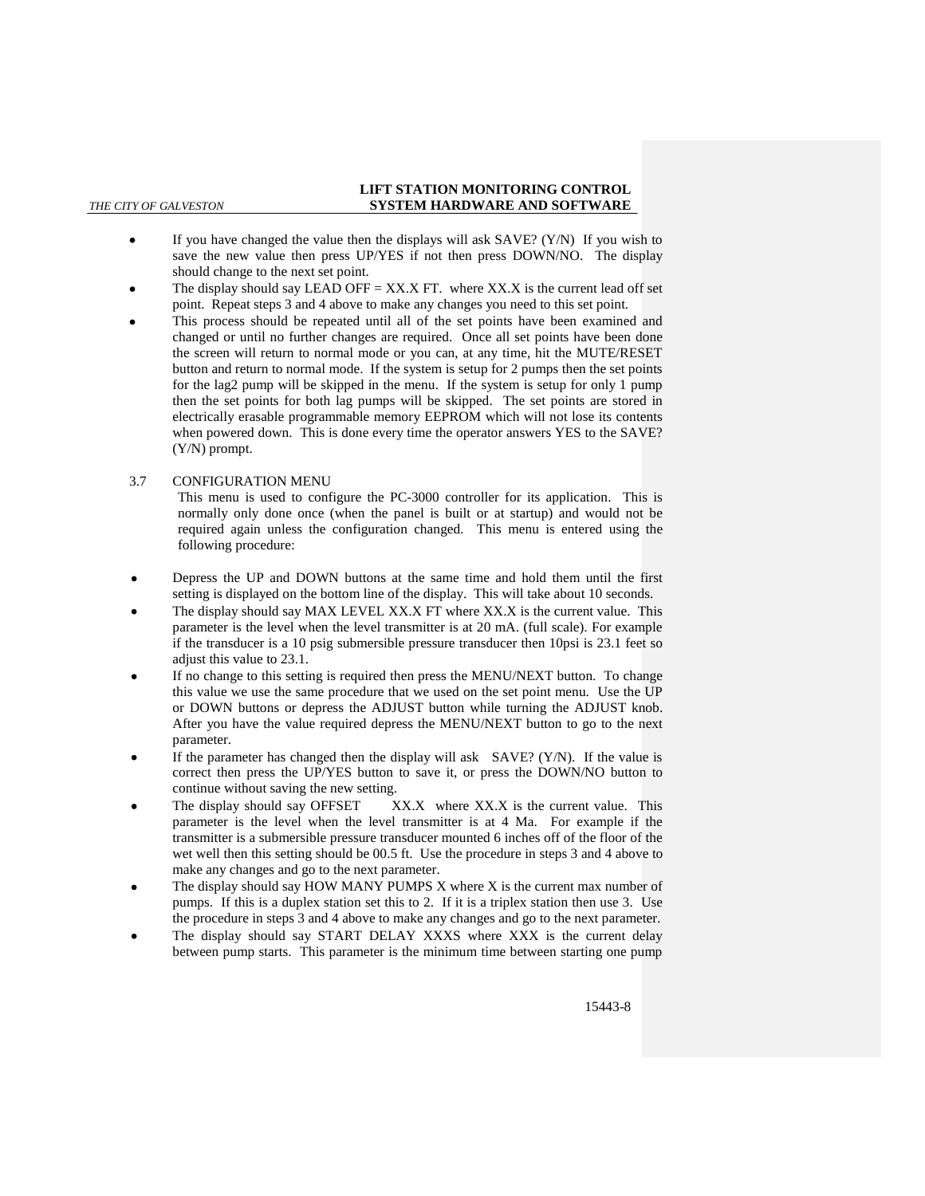- If you have changed the value then the displays will ask SAVE? (Y/N) If you wish to save the new value then press UP/YES if not then press DOWN/NO. The display should change to the next set point.
- The display should say LEAD OFF = XX.X FT. where XX.X is the current lead off set point. Repeat steps 3 and 4 above to make any changes you need to this set point.
- This process should be repeated until all of the set points have been examined and changed or until no further changes are required. Once all set points have been done the screen will return to normal mode or you can, at any time, hit the MUTE/RESET button and return to normal mode. If the system is setup for 2 pumps then the set points for the lag2 pump will be skipped in the menu. If the system is setup for only 1 pump then the set points for both lag pumps will be skipped. The set points are stored in electrically erasable programmable memory EEPROM which will not lose its contents when powered down. This is done every time the operator answers YES to the SAVE? (Y/N) prompt.

3.7 CONFIGURATION MENU

This menu is used to configure the PC-3000 controller for its application. This is normally only done once (when the panel is built or at startup) and would not be required again unless the configuration changed. This menu is entered using the following procedure:

- Depress the UP and DOWN buttons at the same time and hold them until the first setting is displayed on the bottom line of the display. This will take about 10 seconds.
- The display should say MAX LEVEL XX.X FT where XX.X is the current value. This parameter is the level when the level transmitter is at 20 mA. (full scale). For example if the transducer is a 10 psig submersible pressure transducer then 10psi is 23.1 feet so adjust this value to 23.1.
- If no change to this setting is required then press the MENU/NEXT button. To change this value we use the same procedure that we used on the set point menu. Use the UP or DOWN buttons or depress the ADJUST button while turning the ADJUST knob. After you have the value required depress the MENU/NEXT button to go to the next parameter.
- If the parameter has changed then the display will ask SAVE? (Y/N). If the value is correct then press the UP/YES button to save it, or press the DOWN/NO button to continue without saving the new setting.
- The display should say OFFSET XX.X where XX.X is the current value. This parameter is the level when the level transmitter is at 4 Ma. For example if the transmitter is a submersible pressure transducer mounted 6 inches off of the floor of the wet well then this setting should be 00.5 ft. Use the procedure in steps 3 and 4 above to make any changes and go to the next parameter.
- The display should say HOW MANY PUMPS X where X is the current max number of pumps. If this is a duplex station set this to 2. If it is a triplex station then use 3. Use the procedure in steps 3 and 4 above to make any changes and go to the next parameter.
- The display should say START DELAY XXXS where XXX is the current delay between pump starts. This parameter is the minimum time between starting one pump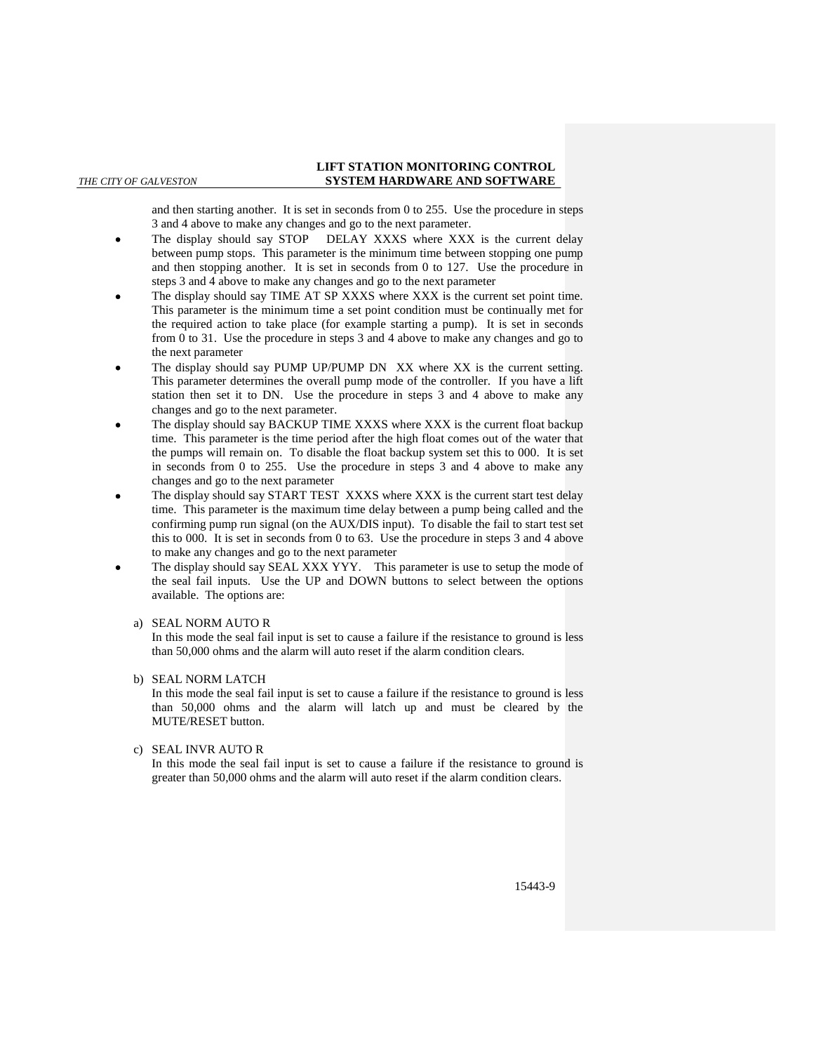and then starting another. It is set in seconds from 0 to 255. Use the procedure in steps 3 and 4 above to make any changes and go to the next parameter.

- The display should say STOP DELAY XXXS where XXX is the current delay between pump stops. This parameter is the minimum time between stopping one pump and then stopping another. It is set in seconds from 0 to 127. Use the procedure in steps 3 and 4 above to make any changes and go to the next parameter
- The display should say TIME AT SP XXXS where XXX is the current set point time. This parameter is the minimum time a set point condition must be continually met for the required action to take place (for example starting a pump). It is set in seconds from 0 to 31. Use the procedure in steps 3 and 4 above to make any changes and go to the next parameter
- The display should say PUMP UP/PUMP DN XX where XX is the current setting. This parameter determines the overall pump mode of the controller. If you have a lift station then set it to DN. Use the procedure in steps 3 and 4 above to make any changes and go to the next parameter.
- The display should say BACKUP TIME XXXS where XXX is the current float backup time. This parameter is the time period after the high float comes out of the water that the pumps will remain on. To disable the float backup system set this to 000. It is set in seconds from 0 to 255. Use the procedure in steps 3 and 4 above to make any changes and go to the next parameter
- The display should say START TEST XXXS where XXX is the current start test delay time. This parameter is the maximum time delay between a pump being called and the confirming pump run signal (on the AUX/DIS input). To disable the fail to start test set this to 000. It is set in seconds from 0 to 63. Use the procedure in steps 3 and 4 above to make any changes and go to the next parameter
- The display should say SEAL XXX YYY. This parameter is use to setup the mode of the seal fail inputs. Use the UP and DOWN buttons to select between the options available. The options are:

   a) SEAL NORM AUTO R
   In this mode the seal fail input is set to cause a failure if the resistance to ground is less than 50,000 ohms and the alarm will auto reset if the alarm condition clears.

   b) SEAL NORM LATCH
   In this mode the seal fail input is set to cause a failure if the resistance to ground is less than 50,000 ohms and the alarm will latch up and must be cleared by the MUTE/RESET button.

   c) SEAL INVR AUTO R
   In this mode the seal fail input is set to cause a failure if the resistance to ground is greater than 50,000 ohms and the alarm will auto reset if the alarm condition clears.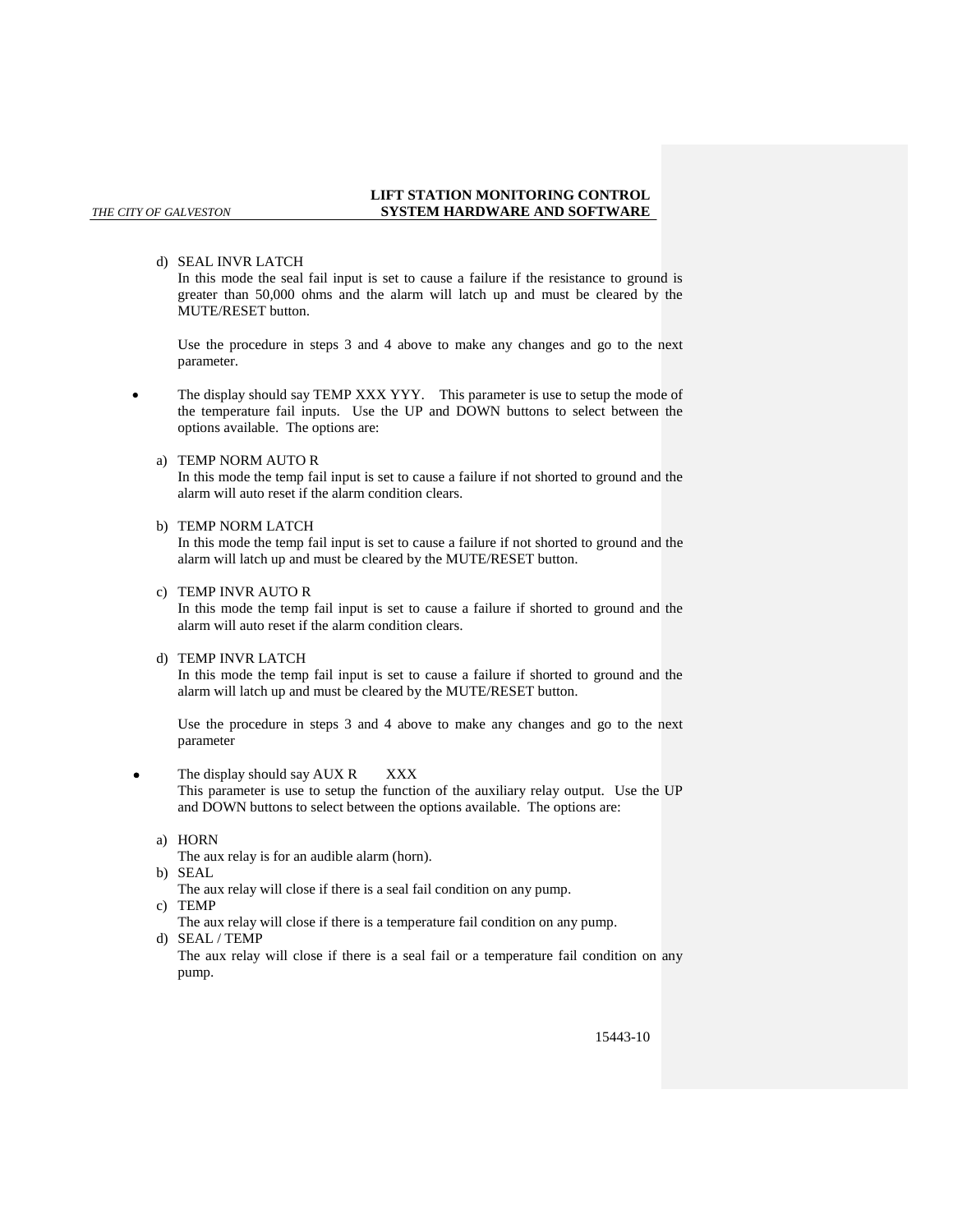d) SEAL INVR LATCH
   In this mode the seal fail input is set to cause a failure if the resistance to ground is greater than 50,000 ohms and the alarm will latch up and must be cleared by the MUTE/RESET button.

   Use the procedure in steps 3 and 4 above to make any changes and go to the next parameter.

- The display should say TEMP XXX YYY. This parameter is use to setup the mode of the temperature fail inputs. Use the UP and DOWN buttons to select between the options available. The options are:

  a) TEMP NORM AUTO R
     In this mode the temp fail input is set to cause a failure if not shorted to ground and the alarm will auto reset if the alarm condition clears.

  b) TEMP NORM LATCH
     In this mode the temp fail input is set to cause a failure if not shorted to ground and the alarm will latch up and must be cleared by the MUTE/RESET button.

  c) TEMP INVR AUTO R
     In this mode the temp fail input is set to cause a failure if shorted to ground and the alarm will auto reset if the alarm condition clears.

  d) TEMP INVR LATCH
     In this mode the temp fail input is set to cause a failure if shorted to ground and the alarm will latch up and must be cleared by the MUTE/RESET button.

     Use the procedure in steps 3 and 4 above to make any changes and go to the next parameter

- The display should say AUX R XXX
  This parameter is use to setup the function of the auxiliary relay output. Use the UP and DOWN buttons to select between the options available. The options are:

  a) HORN
     The aux relay is for an audible alarm (horn).
  b) SEAL
     The aux relay will close if there is a seal fail condition on any pump.
  c) TEMP
     The aux relay will close if there is a temperature fail condition on any pump.
  d) SEAL / TEMP
     The aux relay will close if there is a seal fail or a temperature fail condition on any pump.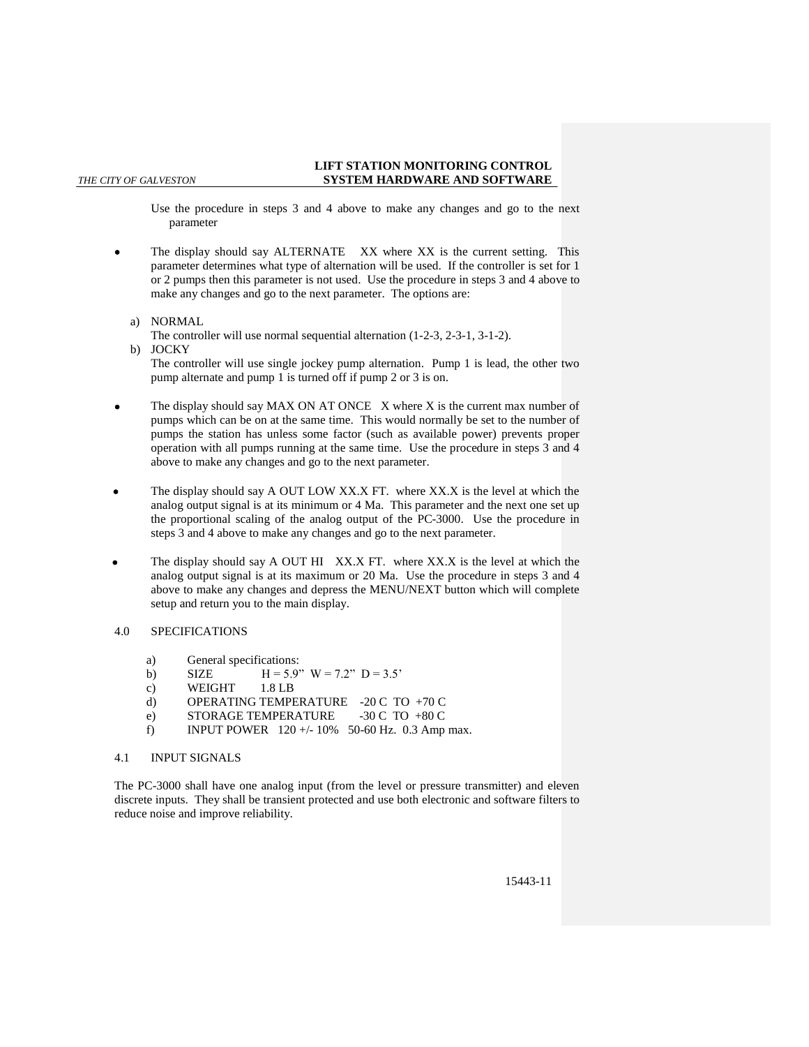Use the procedure in steps 3 and 4 above to make any changes and go to the next parameter

- The display should say ALTERNATE XX where XX is the current setting. This parameter determines what type of alternation will be used. If the controller is set for 1 or 2 pumps then this parameter is not used. Use the procedure in steps 3 and 4 above to make any changes and go to the next parameter. The options are:

  a) NORMAL
     The controller will use normal sequential alternation (1-2-3, 2-3-1, 3-1-2).
  b) JOCKY
     The controller will use single jockey pump alternation. Pump 1 is lead, the other two pump alternate and pump 1 is turned off if pump 2 or 3 is on.

- The display should say MAX ON AT ONCE X where X is the current max number of pumps which can be on at the same time. This would normally be set to the number of pumps the station has unless some factor (such as available power) prevents proper operation with all pumps running at the same time. Use the procedure in steps 3 and 4 above to make any changes and go to the next parameter.

- The display should say A OUT LOW XX.X FT. where XX.X is the level at which the analog output signal is at its minimum or 4 Ma. This parameter and the next one set up the proportional scaling of the analog output of the PC-3000. Use the procedure in steps 3 and 4 above to make any changes and go to the next parameter.

- The display should say A OUT HI XX.X FT. where XX.X is the level at which the analog output signal is at its maximum or 20 Ma. Use the procedure in steps 3 and 4 above to make any changes and depress the MENU/NEXT button which will complete setup and return you to the main display.

## 4.0 SPECIFICATIONS

a) General specifications:
b) SIZE H = 5.9" W = 7.2" D = 3.5'
c) WEIGHT 1.8 LB
d) OPERATING TEMPERATURE -20 C TO +70 C
e) STORAGE TEMPERATURE -30 C TO +80 C
f) INPUT POWER 120 +/- 10% 50-60 Hz. 0.3 Amp max.

## 4.1 INPUT SIGNALS

The PC-3000 shall have one analog input (from the level or pressure transmitter) and eleven discrete inputs. They shall be transient protected and use both electronic and software filters to reduce noise and improve reliability.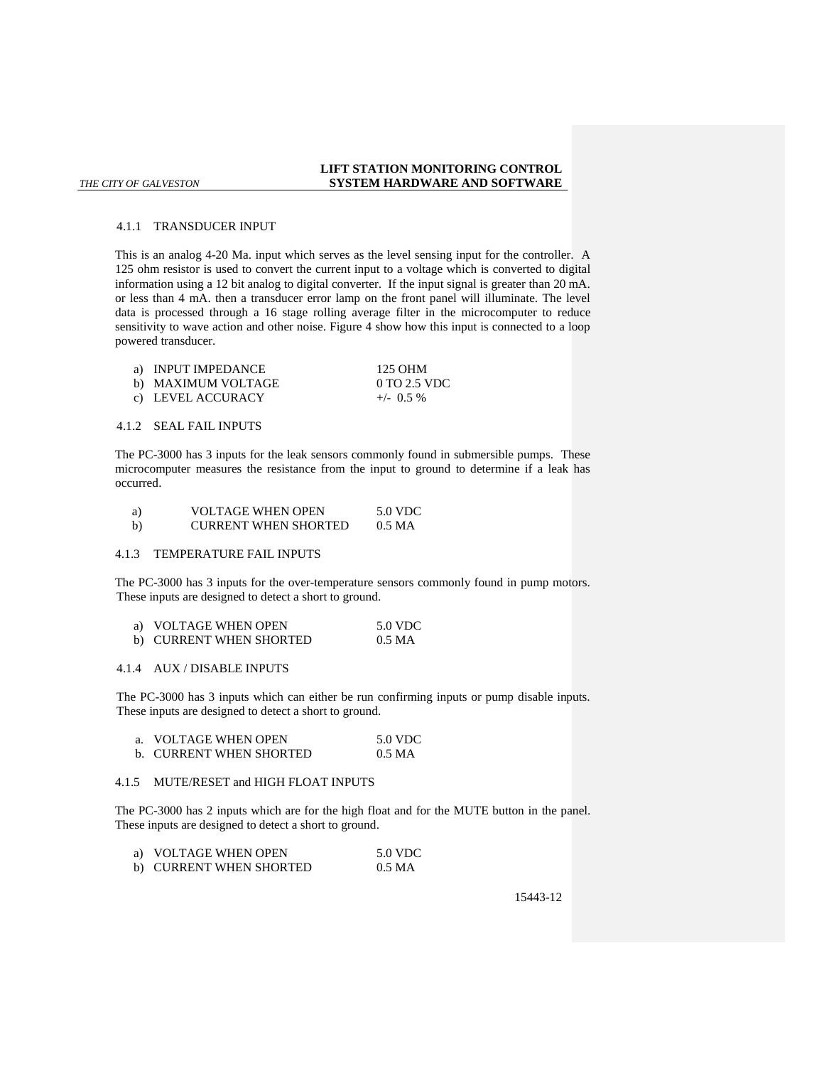#### 4.1.1 TRANSDUCER INPUT

This is an analog 4-20 Ma. input which serves as the level sensing input for the controller. A 125 ohm resistor is used to convert the current input to a voltage which is converted to digital information using a 12 bit analog to digital converter. If the input signal is greater than 20 mA. or less than 4 mA. then a transducer error lamp on the front panel will illuminate. The level data is processed through a 16 stage rolling average filter in the microcomputer to reduce sensitivity to wave action and other noise. Figure 4 show how this input is connected to a loop powered transducer.

| | | |
|---|---|---|
| a) | INPUT IMPEDANCE | 125 OHM |
| b) | MAXIMUM VOLTAGE | 0 TO 2.5 VDC |
| c) | LEVEL ACCURACY | +/- 0.5 % |

#### 4.1.2 SEAL FAIL INPUTS

The PC-3000 has 3 inputs for the leak sensors commonly found in submersible pumps. These microcomputer measures the resistance from the input to ground to determine if a leak has occurred.

| | | |
|---|---|---|
| a) | VOLTAGE WHEN OPEN | 5.0 VDC |
| b) | CURRENT WHEN SHORTED | 0.5 MA |

#### 4.1.3 TEMPERATURE FAIL INPUTS

The PC-3000 has 3 inputs for the over-temperature sensors commonly found in pump motors. These inputs are designed to detect a short to ground.

| | | |
|---|---|---|
| a) | VOLTAGE WHEN OPEN | 5.0 VDC |
| b) | CURRENT WHEN SHORTED | 0.5 MA |

#### 4.1.4 AUX / DISABLE INPUTS

The PC-3000 has 3 inputs which can either be run confirming inputs or pump disable inputs. These inputs are designed to detect a short to ground.

| | | |
|---|---|---|
| a. | VOLTAGE WHEN OPEN | 5.0 VDC |
| b. | CURRENT WHEN SHORTED | 0.5 MA |

#### 4.1.5 MUTE/RESET and HIGH FLOAT INPUTS

The PC-3000 has 2 inputs which are for the high float and for the MUTE button in the panel. These inputs are designed to detect a short to ground.

| | | |
|---|---|---|
| a) | VOLTAGE WHEN OPEN | 5.0 VDC |
| b) | CURRENT WHEN SHORTED | 0.5 MA |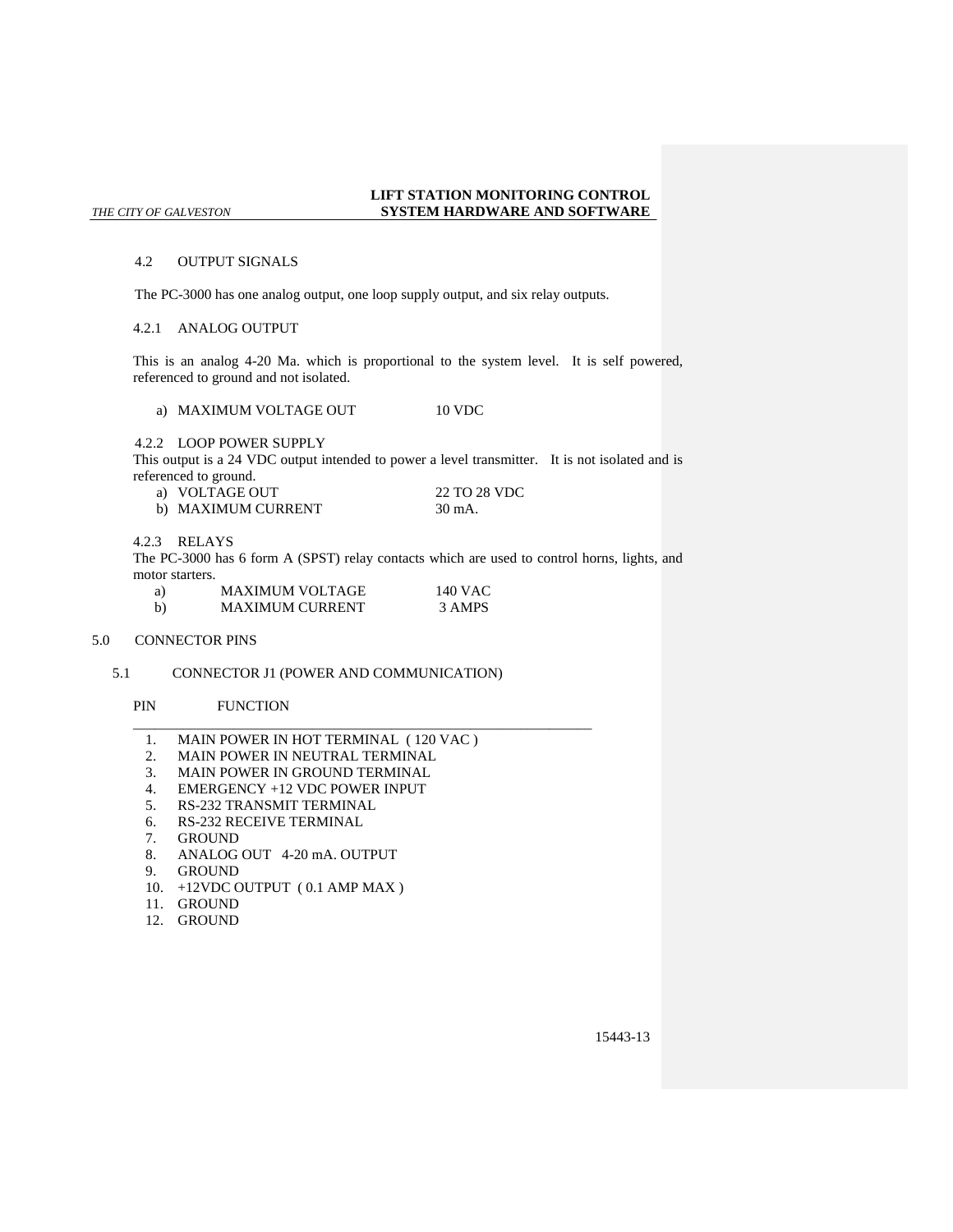## 4.2 OUTPUT SIGNALS

The PC-3000 has one analog output, one loop supply output, and six relay outputs.

### 4.2.1 ANALOG OUTPUT

This is an analog 4-20 Ma. which is proportional to the system level. It is self powered, referenced to ground and not isolated.

a) MAXIMUM VOLTAGE OUT 10 VDC

### 4.2.2 LOOP POWER SUPPLY

This output is a 24 VDC output intended to power a level transmitter. It is not isolated and is referenced to ground.

a) VOLTAGE OUT 22 TO 28 VDC
b) MAXIMUM CURRENT 30 mA.

### 4.2.3 RELAYS

The PC-3000 has 6 form A (SPST) relay contacts which are used to control horns, lights, and motor starters.

a) MAXIMUM VOLTAGE 140 VAC
b) MAXIMUM CURRENT 3 AMPS

# 5.0 CONNECTOR PINS

## 5.1 CONNECTOR J1 (POWER AND COMMUNICATION)

| PIN | FUNCTION |
|---|---|
| 1. | MAIN POWER IN HOT TERMINAL ( 120 VAC ) |
| 2. | MAIN POWER IN NEUTRAL TERMINAL |
| 3. | MAIN POWER IN GROUND TERMINAL |
| 4. | EMERGENCY +12 VDC POWER INPUT |
| 5. | RS-232 TRANSMIT TERMINAL |
| 6. | RS-232 RECEIVE TERMINAL |
| 7. | GROUND |
| 8. | ANALOG OUT 4-20 mA. OUTPUT |
| 9. | GROUND |
| 10. | +12VDC OUTPUT ( 0.1 AMP MAX ) |
| 11. | GROUND |
| 12. | GROUND |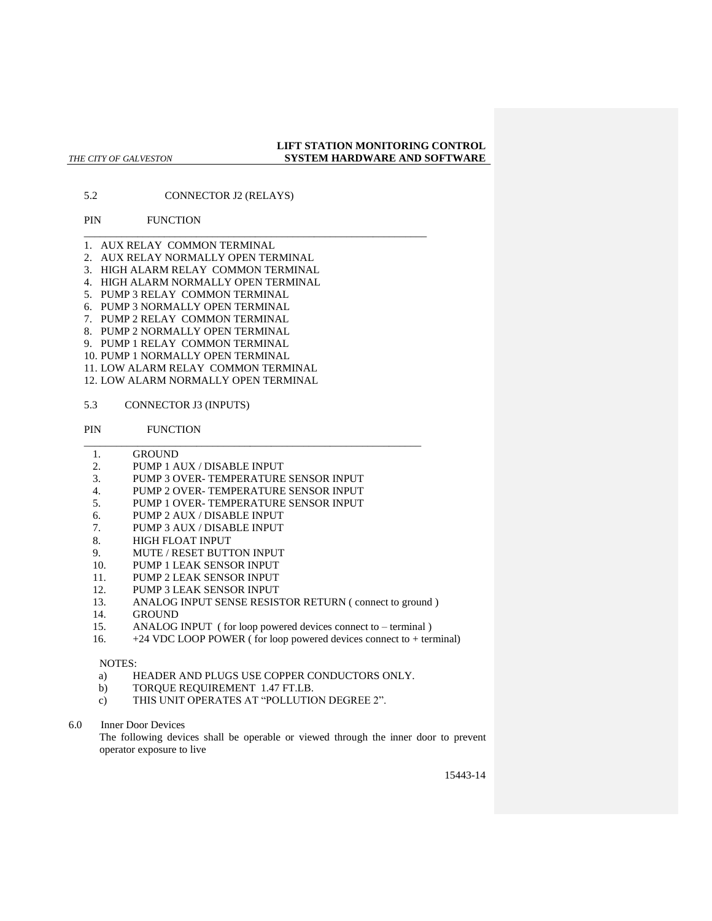5.2 CONNECTOR J2 (RELAYS)

PIN FUNCTION

1. AUX RELAY COMMON TERMINAL
2. AUX RELAY NORMALLY OPEN TERMINAL
3. HIGH ALARM RELAY COMMON TERMINAL
4. HIGH ALARM NORMALLY OPEN TERMINAL
5. PUMP 3 RELAY COMMON TERMINAL
6. PUMP 3 NORMALLY OPEN TERMINAL
7. PUMP 2 RELAY COMMON TERMINAL
8. PUMP 2 NORMALLY OPEN TERMINAL
9. PUMP 1 RELAY COMMON TERMINAL
10. PUMP 1 NORMALLY OPEN TERMINAL
11. LOW ALARM RELAY COMMON TERMINAL
12. LOW ALARM NORMALLY OPEN TERMINAL

5.3 CONNECTOR J3 (INPUTS)

PIN FUNCTION

1. GROUND
2. PUMP 1 AUX / DISABLE INPUT
3. PUMP 3 OVER- TEMPERATURE SENSOR INPUT
4. PUMP 2 OVER- TEMPERATURE SENSOR INPUT
5. PUMP 1 OVER- TEMPERATURE SENSOR INPUT
6. PUMP 2 AUX / DISABLE INPUT
7. PUMP 3 AUX / DISABLE INPUT
8. HIGH FLOAT INPUT
9. MUTE / RESET BUTTON INPUT
10. PUMP 1 LEAK SENSOR INPUT
11. PUMP 2 LEAK SENSOR INPUT
12. PUMP 3 LEAK SENSOR INPUT
13. ANALOG INPUT SENSE RESISTOR RETURN ( connect to ground )
14. GROUND
15. ANALOG INPUT ( for loop powered devices connect to – terminal )
16. +24 VDC LOOP POWER ( for loop powered devices connect to + terminal)

NOTES:

a) HEADER AND PLUGS USE COPPER CONDUCTORS ONLY.
b) TORQUE REQUIREMENT 1.47 FT.LB.
c) THIS UNIT OPERATES AT "POLLUTION DEGREE 2".

6.0 Inner Door Devices

The following devices shall be operable or viewed through the inner door to prevent operator exposure to live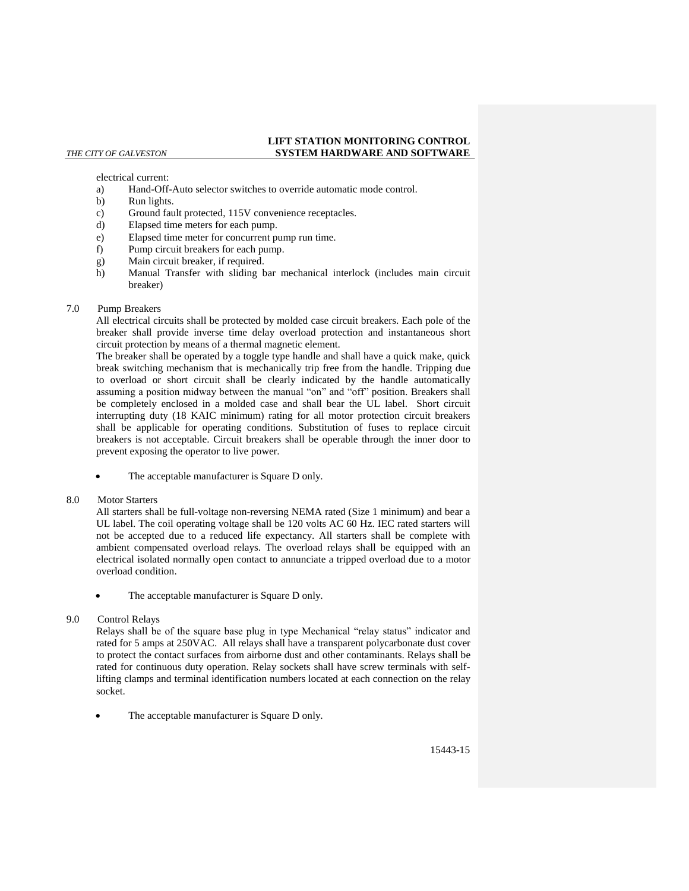electrical current:

a) Hand-Off-Auto selector switches to override automatic mode control.
b) Run lights.
c) Ground fault protected, 115V convenience receptacles.
d) Elapsed time meters for each pump.
e) Elapsed time meter for concurrent pump run time.
f) Pump circuit breakers for each pump.
g) Main circuit breaker, if required.
h) Manual Transfer with sliding bar mechanical interlock (includes main circuit breaker)

## 7.0 Pump Breakers

All electrical circuits shall be protected by molded case circuit breakers. Each pole of the breaker shall provide inverse time delay overload protection and instantaneous short circuit protection by means of a thermal magnetic element.

The breaker shall be operated by a toggle type handle and shall have a quick make, quick break switching mechanism that is mechanically trip free from the handle. Tripping due to overload or short circuit shall be clearly indicated by the handle automatically assuming a position midway between the manual "on" and "off" position. Breakers shall be completely enclosed in a molded case and shall bear the UL label. Short circuit interrupting duty (18 KAIC minimum) rating for all motor protection circuit breakers shall be applicable for operating conditions. Substitution of fuses to replace circuit breakers is not acceptable. Circuit breakers shall be operable through the inner door to prevent exposing the operator to live power.

- The acceptable manufacturer is Square D only.

## 8.0 Motor Starters

All starters shall be full-voltage non-reversing NEMA rated (Size 1 minimum) and bear a UL label. The coil operating voltage shall be 120 volts AC 60 Hz. IEC rated starters will not be accepted due to a reduced life expectancy. All starters shall be complete with ambient compensated overload relays. The overload relays shall be equipped with an electrical isolated normally open contact to annunciate a tripped overload due to a motor overload condition.

- The acceptable manufacturer is Square D only.

## 9.0 Control Relays

Relays shall be of the square base plug in type Mechanical "relay status" indicator and rated for 5 amps at 250VAC. All relays shall have a transparent polycarbonate dust cover to protect the contact surfaces from airborne dust and other contaminants. Relays shall be rated for continuous duty operation. Relay sockets shall have screw terminals with self-lifting clamps and terminal identification numbers located at each connection on the relay socket.

- The acceptable manufacturer is Square D only.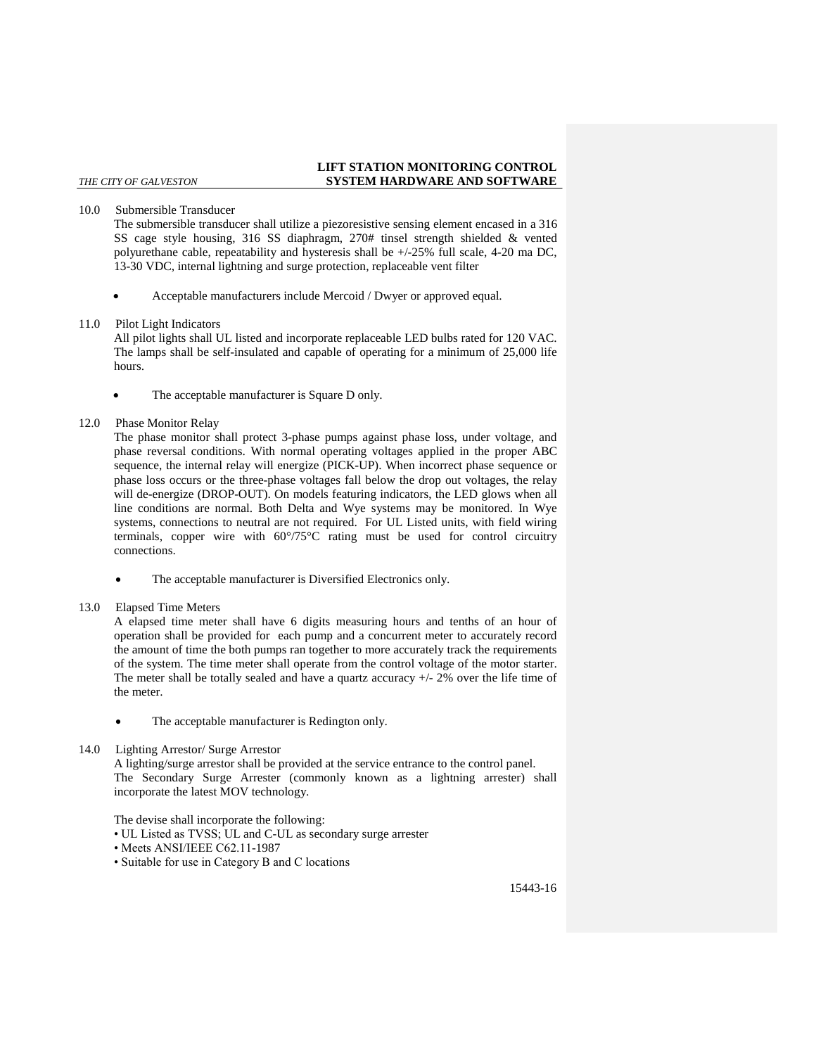10.0 Submersible Transducer

The submersible transducer shall utilize a piezoresistive sensing element encased in a 316 SS cage style housing, 316 SS diaphragm, 270# tinsel strength shielded & vented polyurethane cable, repeatability and hysteresis shall be +/-25% full scale, 4-20 ma DC, 13-30 VDC, internal lightning and surge protection, replaceable vent filter

- Acceptable manufacturers include Mercoid / Dwyer or approved equal.

11.0 Pilot Light Indicators

All pilot lights shall UL listed and incorporate replaceable LED bulbs rated for 120 VAC. The lamps shall be self-insulated and capable of operating for a minimum of 25,000 life hours.

- The acceptable manufacturer is Square D only.

12.0 Phase Monitor Relay

The phase monitor shall protect 3-phase pumps against phase loss, under voltage, and phase reversal conditions. With normal operating voltages applied in the proper ABC sequence, the internal relay will energize (PICK-UP). When incorrect phase sequence or phase loss occurs or the three-phase voltages fall below the drop out voltages, the relay will de-energize (DROP-OUT). On models featuring indicators, the LED glows when all line conditions are normal. Both Delta and Wye systems may be monitored. In Wye systems, connections to neutral are not required. For UL Listed units, with field wiring terminals, copper wire with 60°/75°C rating must be used for control circuitry connections.

- The acceptable manufacturer is Diversified Electronics only.

13.0 Elapsed Time Meters

A elapsed time meter shall have 6 digits measuring hours and tenths of an hour of operation shall be provided for each pump and a concurrent meter to accurately record the amount of time the both pumps ran together to more accurately track the requirements of the system. The time meter shall operate from the control voltage of the motor starter. The meter shall be totally sealed and have a quartz accuracy +/- 2% over the life time of the meter.

- The acceptable manufacturer is Redington only.

14.0 Lighting Arrestor/ Surge Arrestor

A lighting/surge arrestor shall be provided at the service entrance to the control panel.
The Secondary Surge Arrester (commonly known as a lightning arrester) shall incorporate the latest MOV technology.

The devise shall incorporate the following:

- UL Listed as TVSS; UL and C-UL as secondary surge arrester
- Meets ANSI/IEEE C62.11-1987
- Suitable for use in Category B and C locations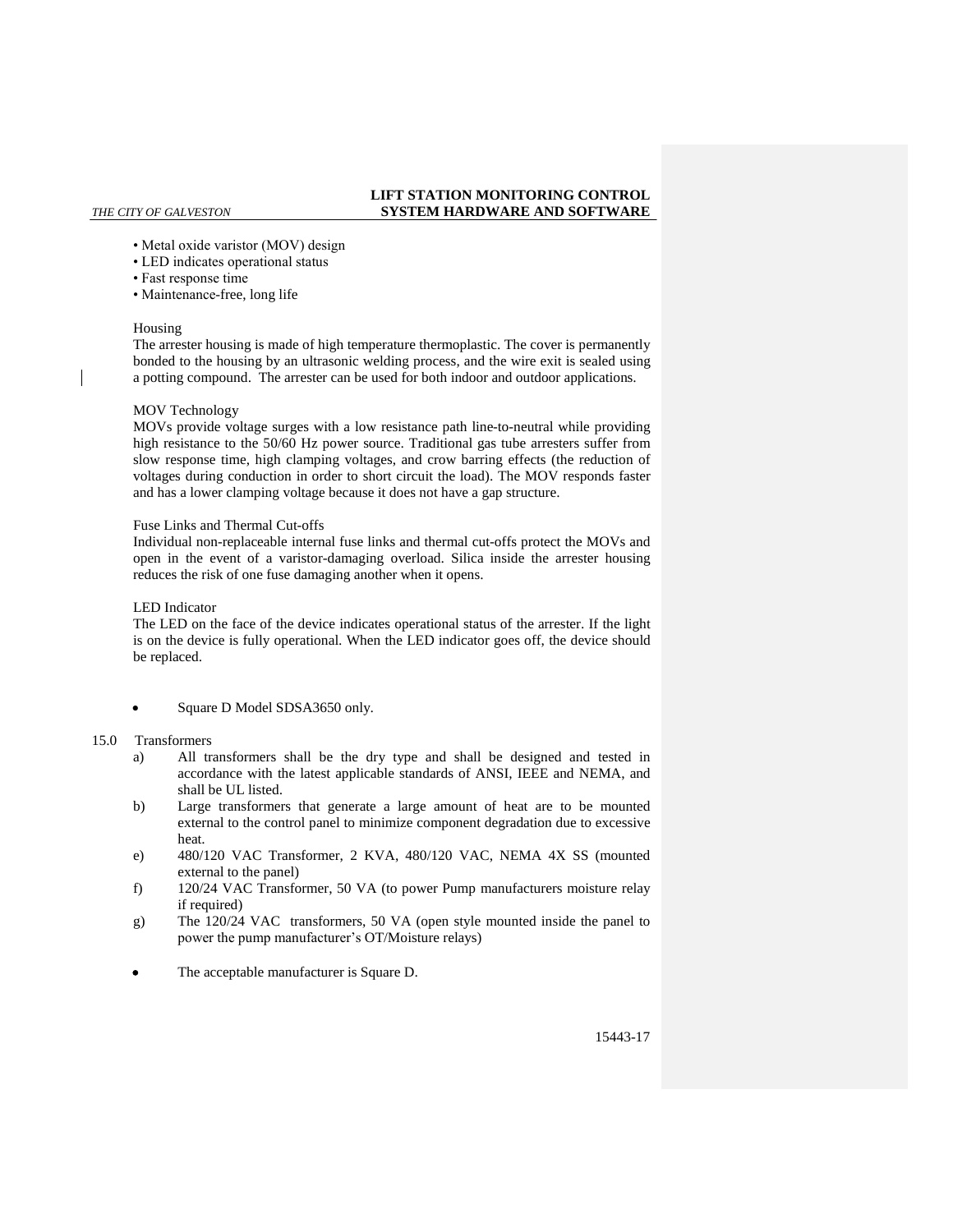• Metal oxide varistor (MOV) design
• LED indicates operational status
• Fast response time
• Maintenance-free, long life

Housing
The arrester housing is made of high temperature thermoplastic. The cover is permanently bonded to the housing by an ultrasonic welding process, and the wire exit is sealed using a potting compound. The arrester can be used for both indoor and outdoor applications.

MOV Technology
MOVs provide voltage surges with a low resistance path line-to-neutral while providing high resistance to the 50/60 Hz power source. Traditional gas tube arresters suffer from slow response time, high clamping voltages, and crow barring effects (the reduction of voltages during conduction in order to short circuit the load). The MOV responds faster and has a lower clamping voltage because it does not have a gap structure.

Fuse Links and Thermal Cut-offs
Individual non-replaceable internal fuse links and thermal cut-offs protect the MOVs and open in the event of a varistor-damaging overload. Silica inside the arrester housing reduces the risk of one fuse damaging another when it opens.

LED Indicator
The LED on the face of the device indicates operational status of the arrester. If the light is on the device is fully operational. When the LED indicator goes off, the device should be replaced.

- Square D Model SDSA3650 only.

15.0 Transformers

a) All transformers shall be the dry type and shall be designed and tested in accordance with the latest applicable standards of ANSI, IEEE and NEMA, and shall be UL listed.

b) Large transformers that generate a large amount of heat are to be mounted external to the control panel to minimize component degradation due to excessive heat.

e) 480/120 VAC Transformer, 2 KVA, 480/120 VAC, NEMA 4X SS (mounted external to the panel)

f) 120/24 VAC Transformer, 50 VA (to power Pump manufacturers moisture relay if required)

g) The 120/24 VAC transformers, 50 VA (open style mounted inside the panel to power the pump manufacturer's OT/Moisture relays)

- The acceptable manufacturer is Square D.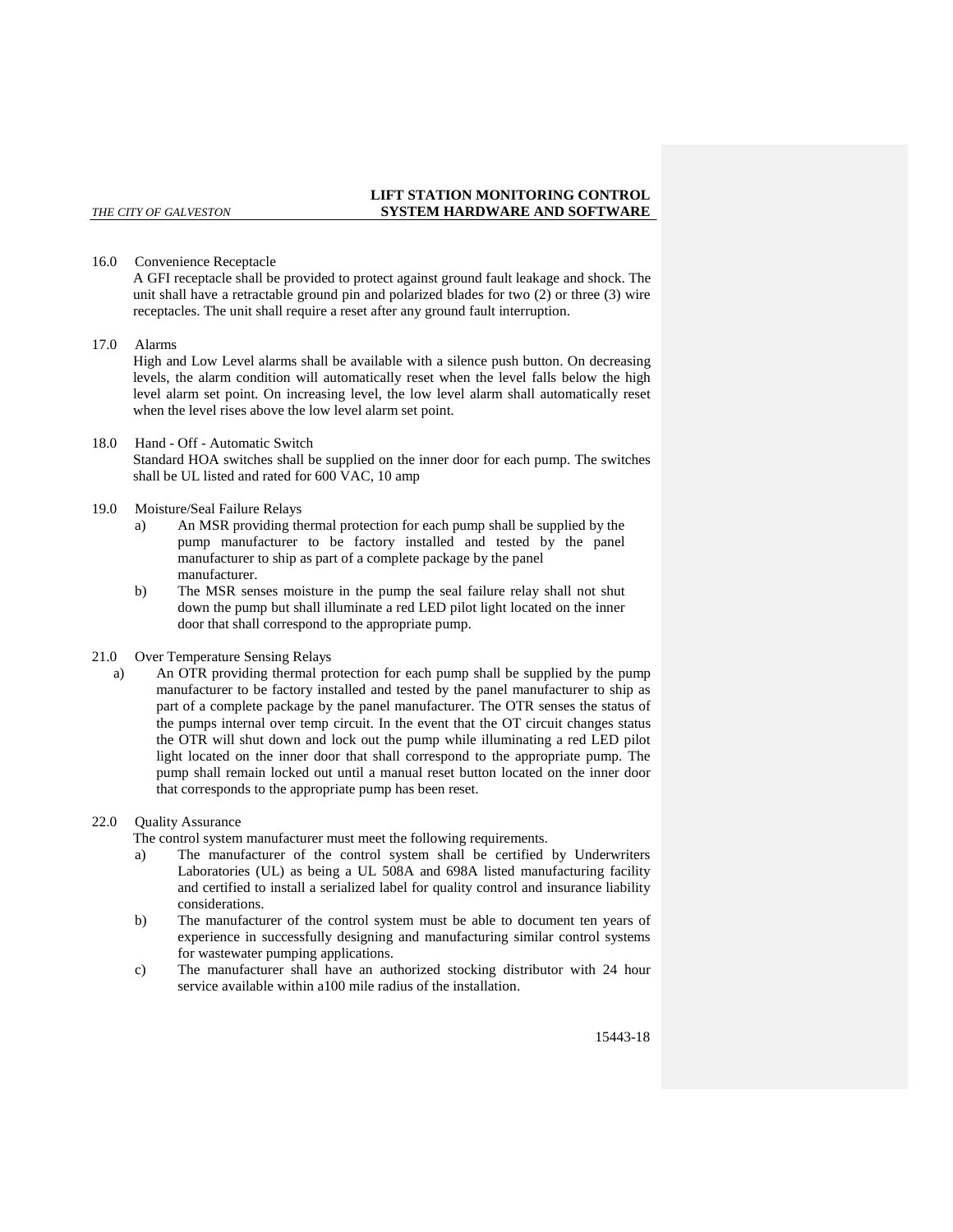16.0 Convenience Receptacle

A GFI receptacle shall be provided to protect against ground fault leakage and shock. The unit shall have a retractable ground pin and polarized blades for two (2) or three (3) wire receptacles. The unit shall require a reset after any ground fault interruption.

17.0 Alarms

High and Low Level alarms shall be available with a silence push button. On decreasing levels, the alarm condition will automatically reset when the level falls below the high level alarm set point. On increasing level, the low level alarm shall automatically reset when the level rises above the low level alarm set point.

18.0 Hand - Off - Automatic Switch

Standard HOA switches shall be supplied on the inner door for each pump. The switches shall be UL listed and rated for 600 VAC, 10 amp

19.0 Moisture/Seal Failure Relays

a) An MSR providing thermal protection for each pump shall be supplied by the pump manufacturer to be factory installed and tested by the panel manufacturer to ship as part of a complete package by the panel manufacturer.

b) The MSR senses moisture in the pump the seal failure relay shall not shut down the pump but shall illuminate a red LED pilot light located on the inner door that shall correspond to the appropriate pump.

21.0 Over Temperature Sensing Relays

a) An OTR providing thermal protection for each pump shall be supplied by the pump manufacturer to be factory installed and tested by the panel manufacturer to ship as part of a complete package by the panel manufacturer. The OTR senses the status of the pumps internal over temp circuit. In the event that the OT circuit changes status the OTR will shut down and lock out the pump while illuminating a red LED pilot light located on the inner door that shall correspond to the appropriate pump. The pump shall remain locked out until a manual reset button located on the inner door that corresponds to the appropriate pump has been reset.

22.0 Quality Assurance

The control system manufacturer must meet the following requirements.

a) The manufacturer of the control system shall be certified by Underwriters Laboratories (UL) as being a UL 508A and 698A listed manufacturing facility and certified to install a serialized label for quality control and insurance liability considerations.

b) The manufacturer of the control system must be able to document ten years of experience in successfully designing and manufacturing similar control systems for wastewater pumping applications.

c) The manufacturer shall have an authorized stocking distributor with 24 hour service available within a100 mile radius of the installation.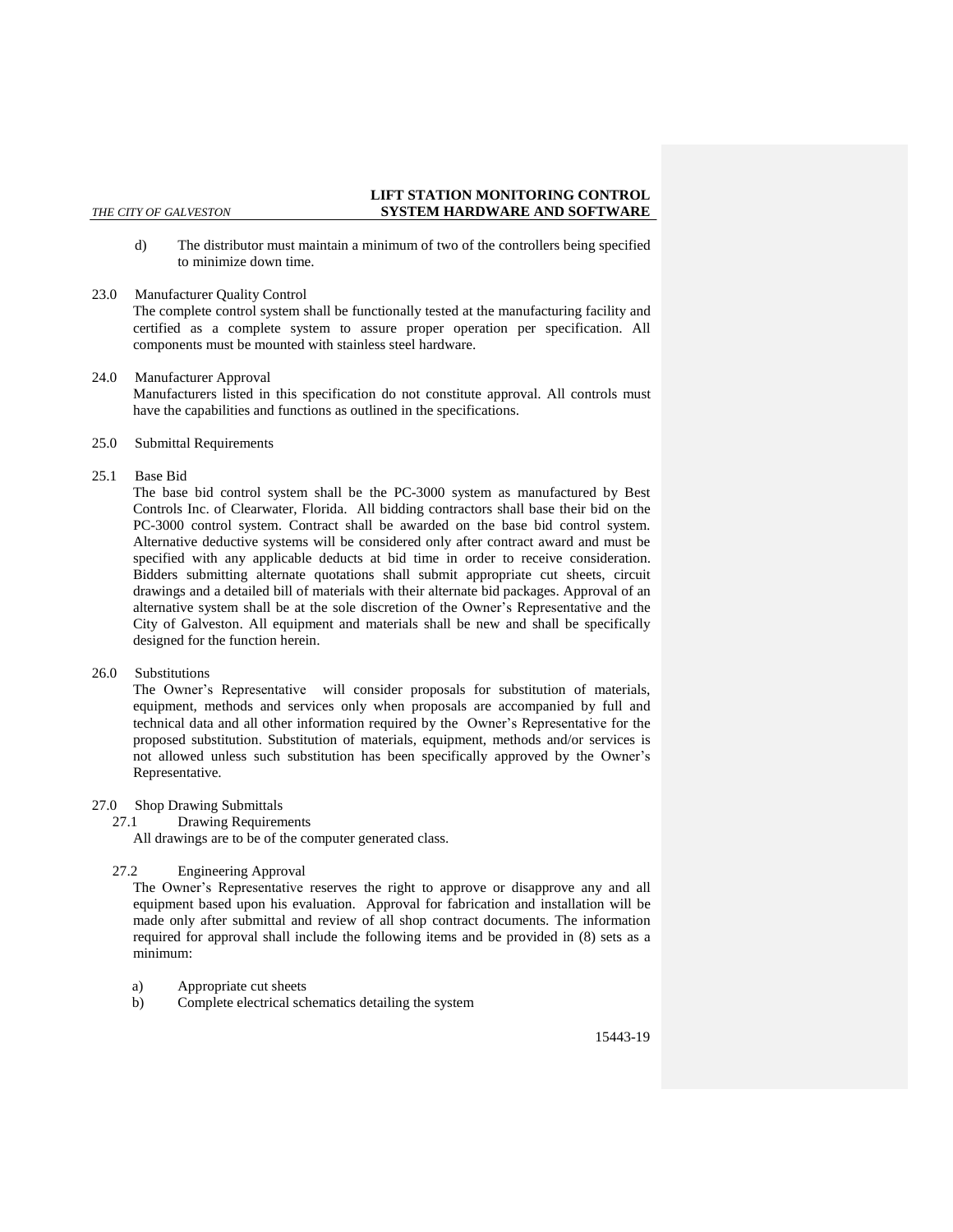d) The distributor must maintain a minimum of two of the controllers being specified to minimize down time.

23.0 Manufacturer Quality Control

The complete control system shall be functionally tested at the manufacturing facility and certified as a complete system to assure proper operation per specification. All components must be mounted with stainless steel hardware.

24.0 Manufacturer Approval

Manufacturers listed in this specification do not constitute approval. All controls must have the capabilities and functions as outlined in the specifications.

25.0 Submittal Requirements

25.1 Base Bid

The base bid control system shall be the PC-3000 system as manufactured by Best Controls Inc. of Clearwater, Florida. All bidding contractors shall base their bid on the PC-3000 control system. Contract shall be awarded on the base bid control system. Alternative deductive systems will be considered only after contract award and must be specified with any applicable deducts at bid time in order to receive consideration. Bidders submitting alternate quotations shall submit appropriate cut sheets, circuit drawings and a detailed bill of materials with their alternate bid packages. Approval of an alternative system shall be at the sole discretion of the Owner's Representative and the City of Galveston. All equipment and materials shall be new and shall be specifically designed for the function herein.

26.0 Substitutions

The Owner's Representative will consider proposals for substitution of materials, equipment, methods and services only when proposals are accompanied by full and technical data and all other information required by the Owner's Representative for the proposed substitution. Substitution of materials, equipment, methods and/or services is not allowed unless such substitution has been specifically approved by the Owner's Representative.

27.0 Shop Drawing Submittals

27.1 Drawing Requirements

All drawings are to be of the computer generated class.

27.2 Engineering Approval

The Owner's Representative reserves the right to approve or disapprove any and all equipment based upon his evaluation. Approval for fabrication and installation will be made only after submittal and review of all shop contract documents. The information required for approval shall include the following items and be provided in (8) sets as a minimum:

a) Appropriate cut sheets
b) Complete electrical schematics detailing the system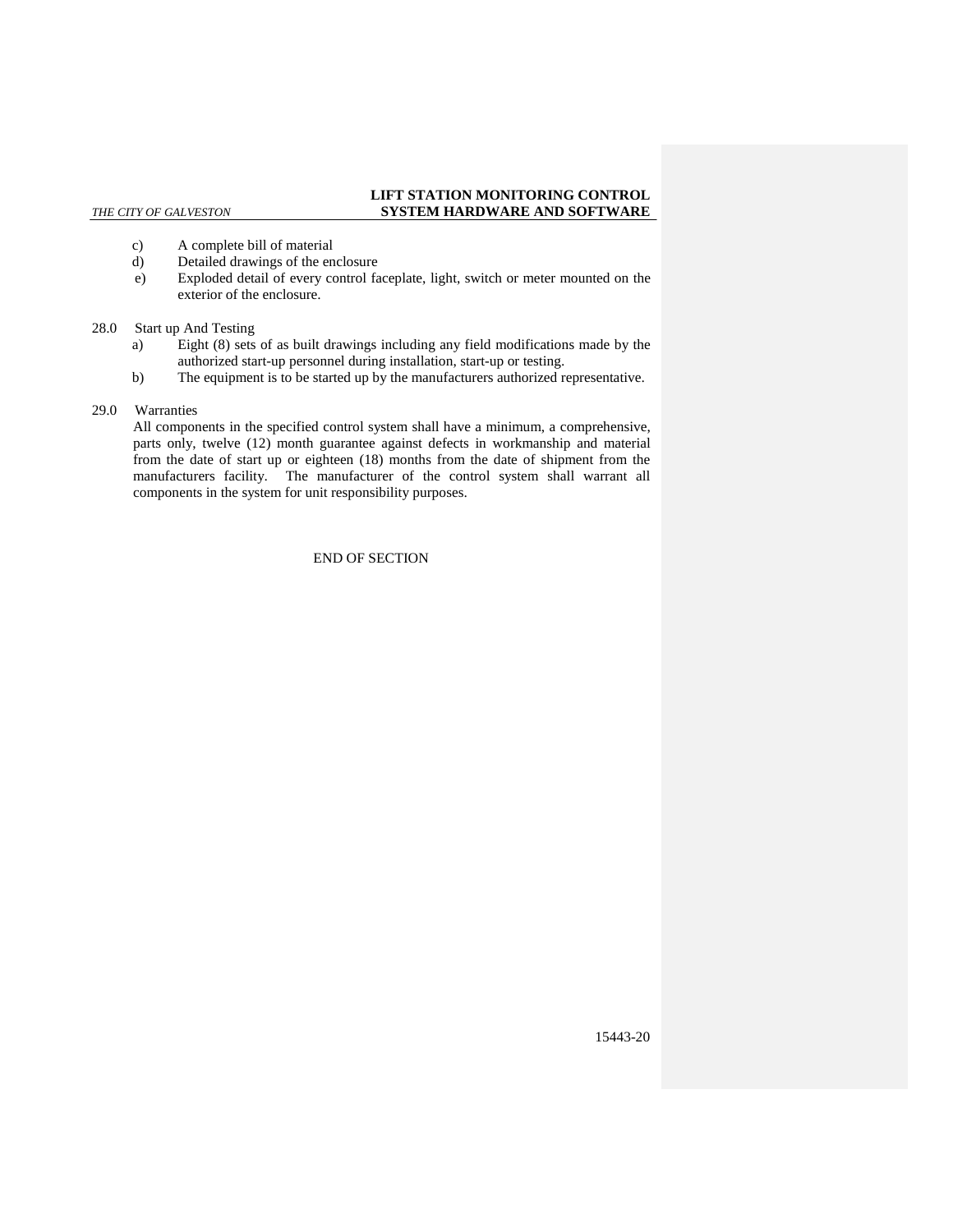c) A complete bill of material
d) Detailed drawings of the enclosure
e) Exploded detail of every control faceplate, light, switch or meter mounted on the exterior of the enclosure.

28.0 Start up And Testing

a) Eight (8) sets of as built drawings including any field modifications made by the authorized start-up personnel during installation, start-up or testing.
b) The equipment is to be started up by the manufacturers authorized representative.

29.0 Warranties

All components in the specified control system shall have a minimum, a comprehensive, parts only, twelve (12) month guarantee against defects in workmanship and material from the date of start up or eighteen (18) months from the date of shipment from the manufacturers facility. The manufacturer of the control system shall warrant all components in the system for unit responsibility purposes.

END OF SECTION